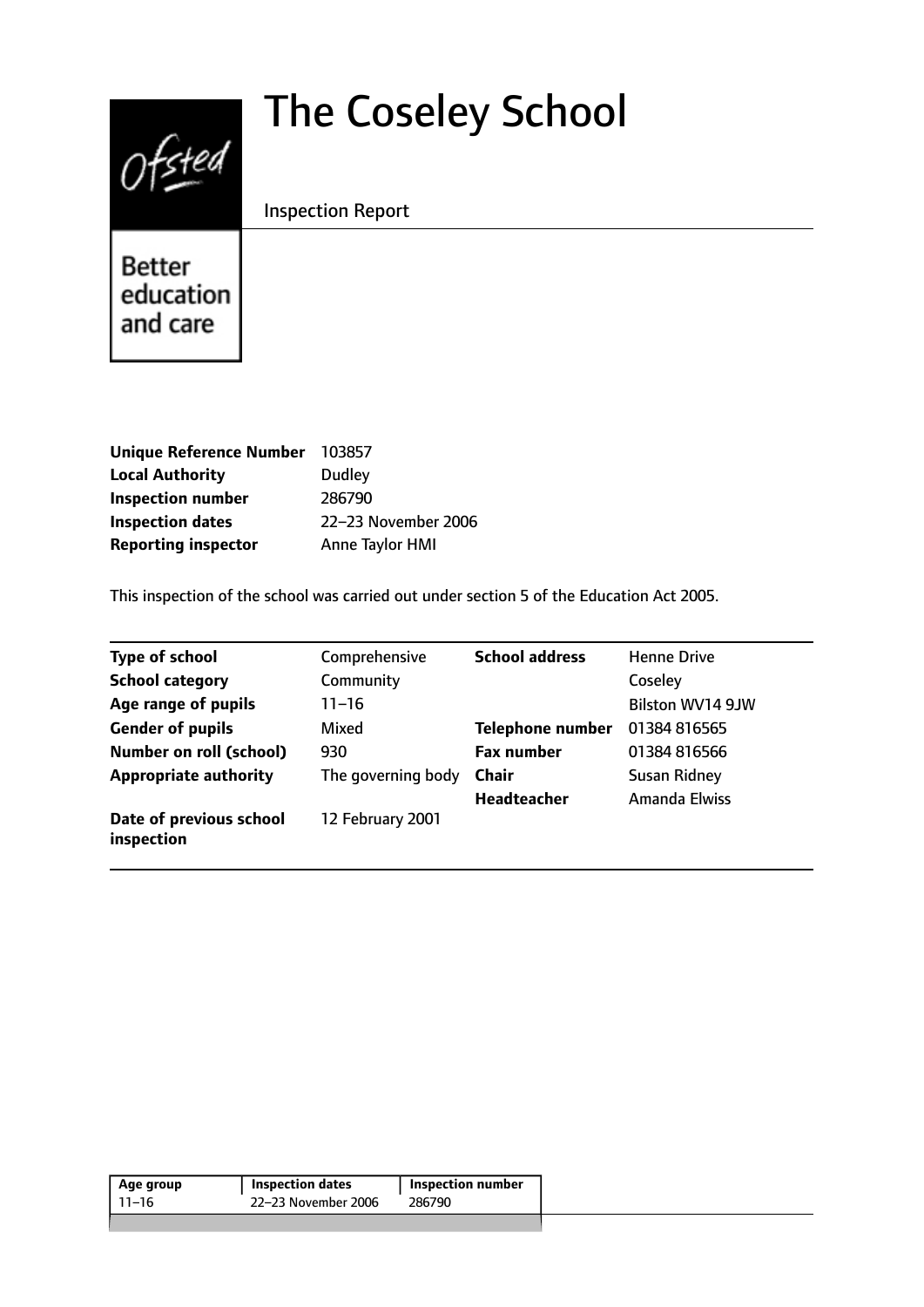# The Coseley School

Inspection Report

Better education and care

| | |
|---|---|
| **Unique Reference Number** | 103857 |
| **Local Authority** | Dudley |
| **Inspection number** | 286790 |
| **Inspection dates** | 22–23 November 2006 |
| **Reporting inspector** | Anne Taylor HMI |

This inspection of the school was carried out under section 5 of the Education Act 2005.

| | | | |
|---|---|---|---|
| **Type of school** | Comprehensive | **School address** | Henne Drive |
| **School category** | Community | | Coseley |
| **Age range of pupils** | 11–16 | | Bilston WV14 9JW |
| **Gender of pupils** | Mixed | **Telephone number** | 01384 816565 |
| **Number on roll (school)** | 930 | **Fax number** | 01384 816566 |
| **Appropriate authority** | The governing body | **Chair** | Susan Ridney |
| | | **Headteacher** | Amanda Elwiss |
| **Date of previous school inspection** | 12 February 2001 | | |

| Age group | Inspection dates | Inspection number |
|---|---|---|
| 11–16 | 22–23 November 2006 | 286790 |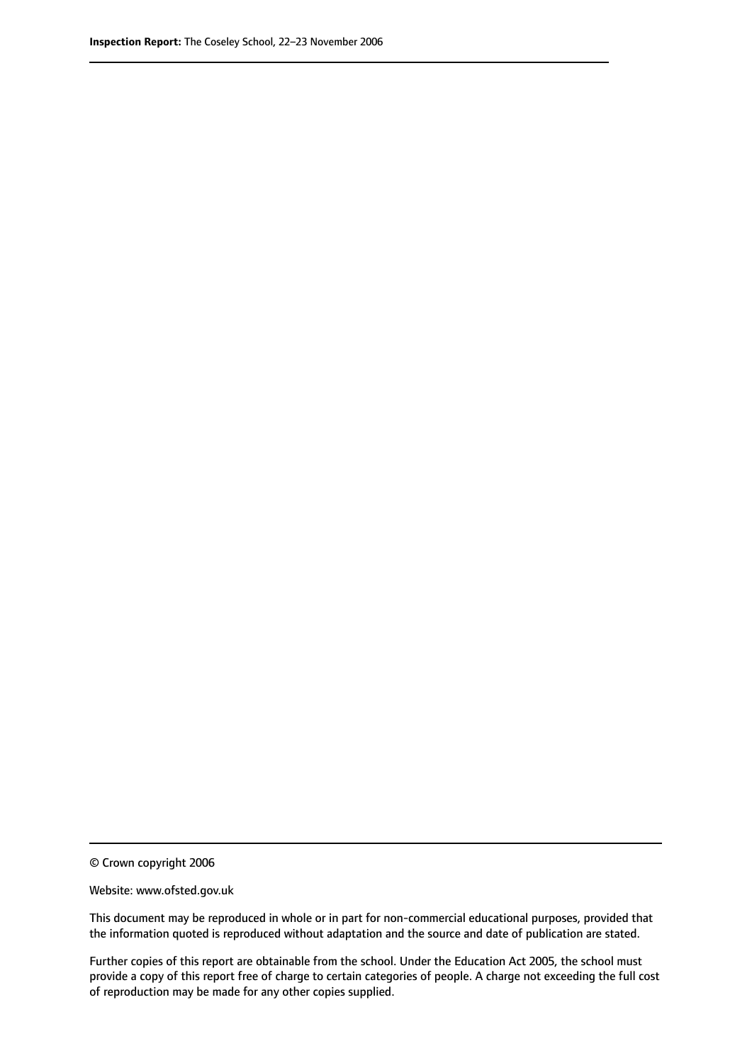© Crown copyright 2006

Website: www.ofsted.gov.uk

This document may be reproduced in whole or in part for non-commercial educational purposes, provided that the information quoted is reproduced without adaptation and the source and date of publication are stated.

Further copies of this report are obtainable from the school. Under the Education Act 2005, the school must provide a copy of this report free of charge to certain categories of people. A charge not exceeding the full cost of reproduction may be made for any other copies supplied.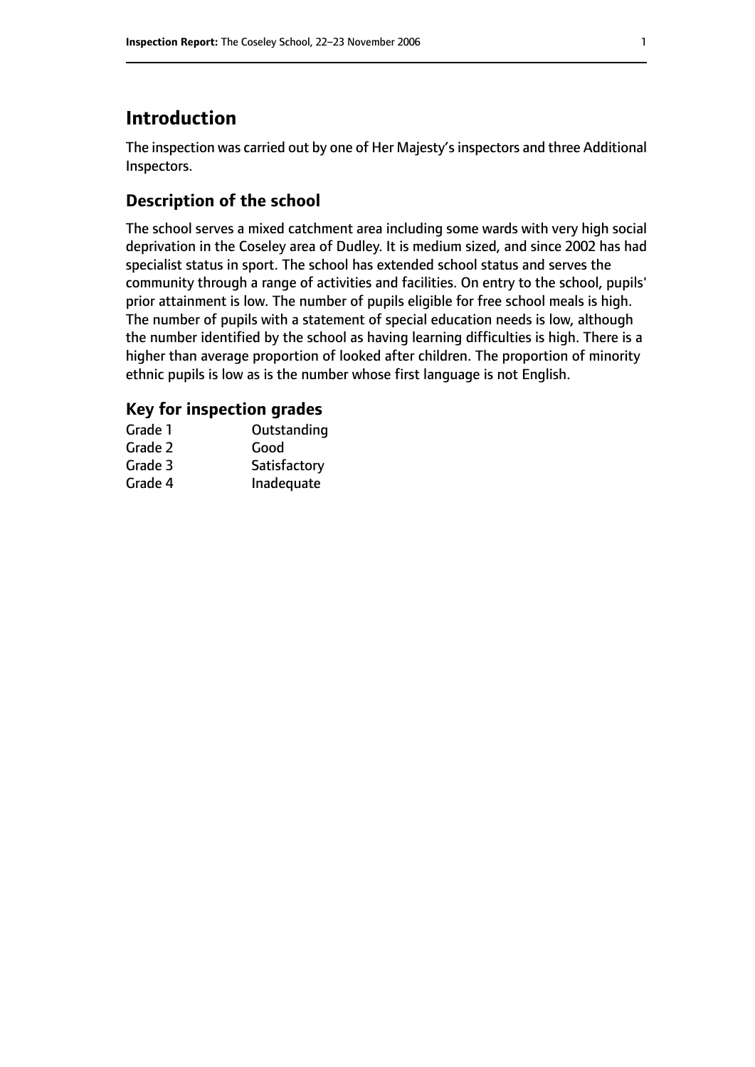# Introduction

The inspection was carried out by one of Her Majesty's inspectors and three Additional Inspectors.

## Description of the school

The school serves a mixed catchment area including some wards with very high social deprivation in the Coseley area of Dudley. It is medium sized, and since 2002 has had specialist status in sport. The school has extended school status and serves the community through a range of activities and facilities. On entry to the school, pupils' prior attainment is low. The number of pupils eligible for free school meals is high. The number of pupils with a statement of special education needs is low, although the number identified by the school as having learning difficulties is high. There is a higher than average proportion of looked after children. The proportion of minority ethnic pupils is low as is the number whose first language is not English.

### Key for inspection grades

| | |
|---|---|
| Grade 1 | Outstanding |
| Grade 2 | Good |
| Grade 3 | Satisfactory |
| Grade 4 | Inadequate |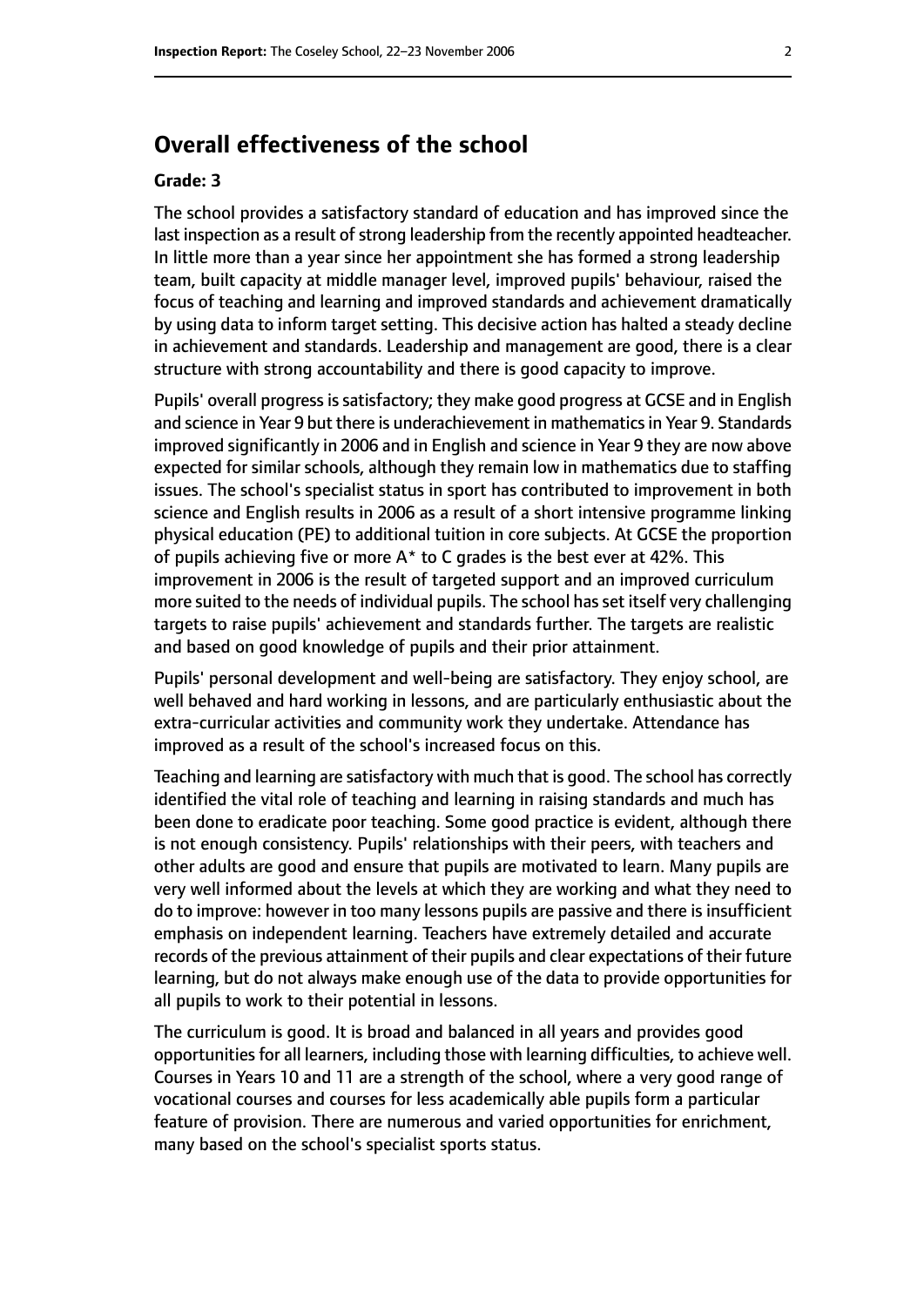## Overall effectiveness of the school

**Grade: 3**

The school provides a satisfactory standard of education and has improved since the last inspection as a result of strong leadership from the recently appointed headteacher. In little more than a year since her appointment she has formed a strong leadership team, built capacity at middle manager level, improved pupils' behaviour, raised the focus of teaching and learning and improved standards and achievement dramatically by using data to inform target setting. This decisive action has halted a steady decline in achievement and standards. Leadership and management are good, there is a clear structure with strong accountability and there is good capacity to improve.

Pupils' overall progress is satisfactory; they make good progress at GCSE and in English and science in Year 9 but there is underachievement in mathematics in Year 9. Standards improved significantly in 2006 and in English and science in Year 9 they are now above expected for similar schools, although they remain low in mathematics due to staffing issues. The school's specialist status in sport has contributed to improvement in both science and English results in 2006 as a result of a short intensive programme linking physical education (PE) to additional tuition in core subjects. At GCSE the proportion of pupils achieving five or more A* to C grades is the best ever at 42%. This improvement in 2006 is the result of targeted support and an improved curriculum more suited to the needs of individual pupils. The school has set itself very challenging targets to raise pupils' achievement and standards further. The targets are realistic and based on good knowledge of pupils and their prior attainment.

Pupils' personal development and well-being are satisfactory. They enjoy school, are well behaved and hard working in lessons, and are particularly enthusiastic about the extra-curricular activities and community work they undertake. Attendance has improved as a result of the school's increased focus on this.

Teaching and learning are satisfactory with much that is good. The school has correctly identified the vital role of teaching and learning in raising standards and much has been done to eradicate poor teaching. Some good practice is evident, although there is not enough consistency. Pupils' relationships with their peers, with teachers and other adults are good and ensure that pupils are motivated to learn. Many pupils are very well informed about the levels at which they are working and what they need to do to improve: however in too many lessons pupils are passive and there is insufficient emphasis on independent learning. Teachers have extremely detailed and accurate records of the previous attainment of their pupils and clear expectations of their future learning, but do not always make enough use of the data to provide opportunities for all pupils to work to their potential in lessons.

The curriculum is good. It is broad and balanced in all years and provides good opportunities for all learners, including those with learning difficulties, to achieve well. Courses in Years 10 and 11 are a strength of the school, where a very good range of vocational courses and courses for less academically able pupils form a particular feature of provision. There are numerous and varied opportunities for enrichment, many based on the school's specialist sports status.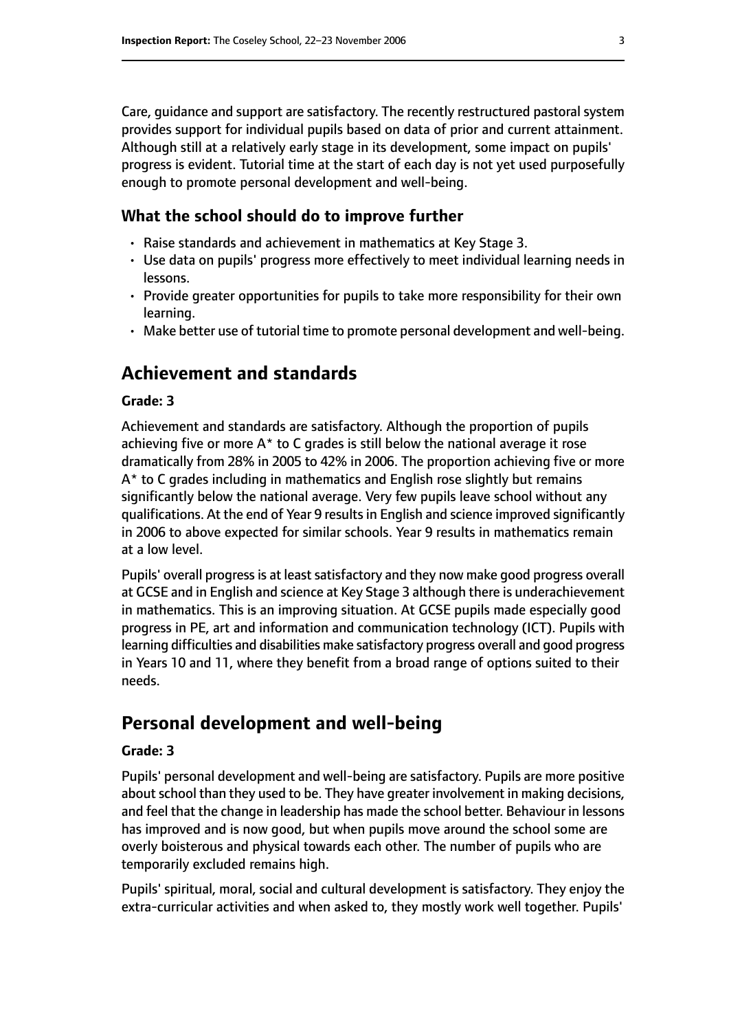Care, guidance and support are satisfactory. The recently restructured pastoral system provides support for individual pupils based on data of prior and current attainment. Although still at a relatively early stage in its development, some impact on pupils' progress is evident. Tutorial time at the start of each day is not yet used purposefully enough to promote personal development and well-being.

### What the school should do to improve further

- Raise standards and achievement in mathematics at Key Stage 3.
- Use data on pupils' progress more effectively to meet individual learning needs in lessons.
- Provide greater opportunities for pupils to take more responsibility for their own learning.
- Make better use of tutorial time to promote personal development and well-being.

## Achievement and standards

#### Grade: 3

Achievement and standards are satisfactory. Although the proportion of pupils achieving five or more A* to C grades is still below the national average it rose dramatically from 28% in 2005 to 42% in 2006. The proportion achieving five or more A* to C grades including in mathematics and English rose slightly but remains significantly below the national average. Very few pupils leave school without any qualifications. At the end of Year 9 results in English and science improved significantly in 2006 to above expected for similar schools. Year 9 results in mathematics remain at a low level.

Pupils' overall progress is at least satisfactory and they now make good progress overall at GCSE and in English and science at Key Stage 3 although there is underachievement in mathematics. This is an improving situation. At GCSE pupils made especially good progress in PE, art and information and communication technology (ICT). Pupils with learning difficulties and disabilities make satisfactory progress overall and good progress in Years 10 and 11, where they benefit from a broad range of options suited to their needs.

## Personal development and well-being

#### Grade: 3

Pupils' personal development and well-being are satisfactory. Pupils are more positive about school than they used to be. They have greater involvement in making decisions, and feel that the change in leadership has made the school better. Behaviour in lessons has improved and is now good, but when pupils move around the school some are overly boisterous and physical towards each other. The number of pupils who are temporarily excluded remains high.

Pupils' spiritual, moral, social and cultural development is satisfactory. They enjoy the extra-curricular activities and when asked to, they mostly work well together. Pupils'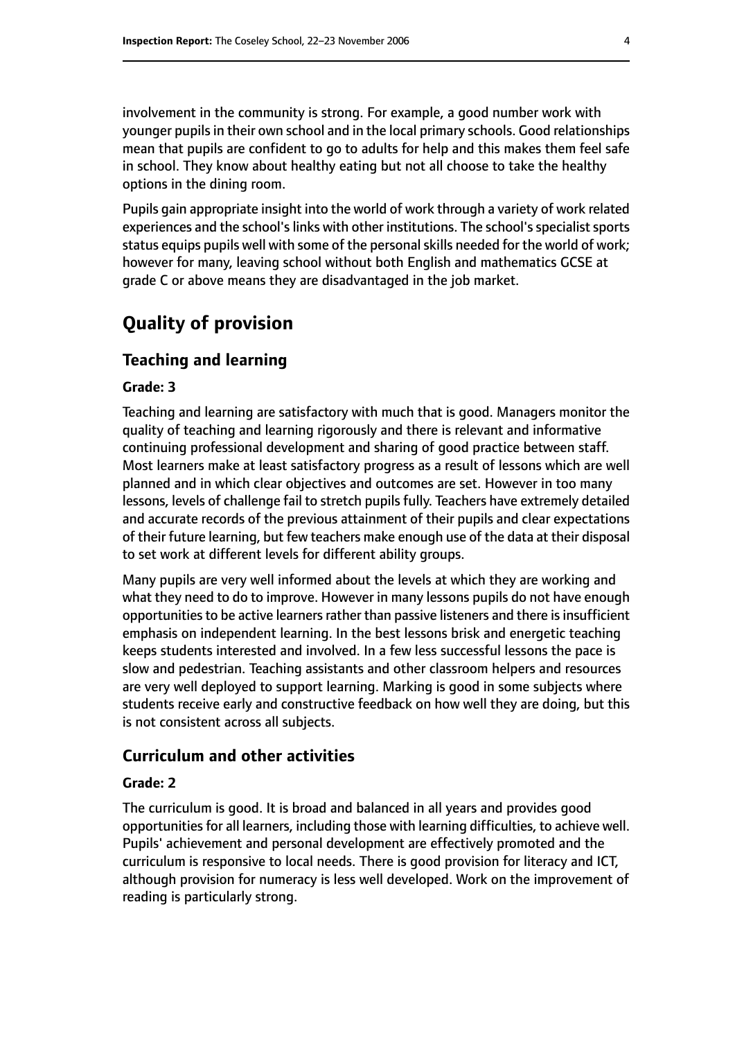involvement in the community is strong. For example, a good number work with younger pupils in their own school and in the local primary schools. Good relationships mean that pupils are confident to go to adults for help and this makes them feel safe in school. They know about healthy eating but not all choose to take the healthy options in the dining room.

Pupils gain appropriate insight into the world of work through a variety of work related experiences and the school's links with other institutions. The school's specialist sports status equips pupils well with some of the personal skills needed for the world of work; however for many, leaving school without both English and mathematics GCSE at grade C or above means they are disadvantaged in the job market.

# Quality of provision

## Teaching and learning

#### Grade: 3

Teaching and learning are satisfactory with much that is good. Managers monitor the quality of teaching and learning rigorously and there is relevant and informative continuing professional development and sharing of good practice between staff. Most learners make at least satisfactory progress as a result of lessons which are well planned and in which clear objectives and outcomes are set. However in too many lessons, levels of challenge fail to stretch pupils fully. Teachers have extremely detailed and accurate records of the previous attainment of their pupils and clear expectations of their future learning, but few teachers make enough use of the data at their disposal to set work at different levels for different ability groups.

Many pupils are very well informed about the levels at which they are working and what they need to do to improve. However in many lessons pupils do not have enough opportunities to be active learners rather than passive listeners and there is insufficient emphasis on independent learning. In the best lessons brisk and energetic teaching keeps students interested and involved. In a few less successful lessons the pace is slow and pedestrian. Teaching assistants and other classroom helpers and resources are very well deployed to support learning. Marking is good in some subjects where students receive early and constructive feedback on how well they are doing, but this is not consistent across all subjects.

## Curriculum and other activities

#### Grade: 2

The curriculum is good. It is broad and balanced in all years and provides good opportunities for all learners, including those with learning difficulties, to achieve well. Pupils' achievement and personal development are effectively promoted and the curriculum is responsive to local needs. There is good provision for literacy and ICT, although provision for numeracy is less well developed. Work on the improvement of reading is particularly strong.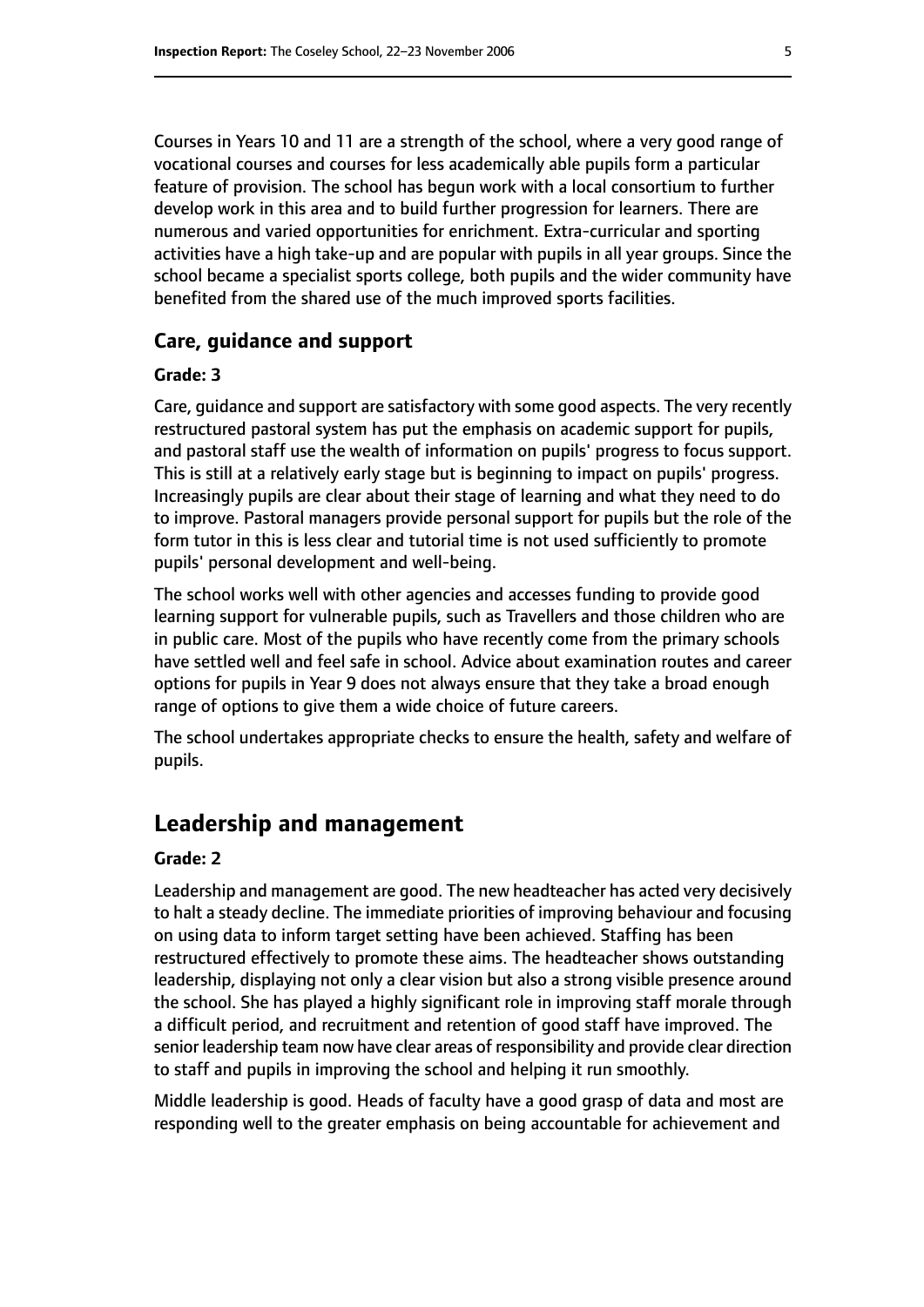Courses in Years 10 and 11 are a strength of the school, where a very good range of vocational courses and courses for less academically able pupils form a particular feature of provision. The school has begun work with a local consortium to further develop work in this area and to build further progression for learners. There are numerous and varied opportunities for enrichment. Extra-curricular and sporting activities have a high take-up and are popular with pupils in all year groups. Since the school became a specialist sports college, both pupils and the wider community have benefited from the shared use of the much improved sports facilities.

### Care, guidance and support

#### Grade: 3

Care, guidance and support are satisfactory with some good aspects. The very recently restructured pastoral system has put the emphasis on academic support for pupils, and pastoral staff use the wealth of information on pupils' progress to focus support. This is still at a relatively early stage but is beginning to impact on pupils' progress. Increasingly pupils are clear about their stage of learning and what they need to do to improve. Pastoral managers provide personal support for pupils but the role of the form tutor in this is less clear and tutorial time is not used sufficiently to promote pupils' personal development and well-being.

The school works well with other agencies and accesses funding to provide good learning support for vulnerable pupils, such as Travellers and those children who are in public care. Most of the pupils who have recently come from the primary schools have settled well and feel safe in school. Advice about examination routes and career options for pupils in Year 9 does not always ensure that they take a broad enough range of options to give them a wide choice of future careers.

The school undertakes appropriate checks to ensure the health, safety and welfare of pupils.

## Leadership and management

#### Grade: 2

Leadership and management are good. The new headteacher has acted very decisively to halt a steady decline. The immediate priorities of improving behaviour and focusing on using data to inform target setting have been achieved. Staffing has been restructured effectively to promote these aims. The headteacher shows outstanding leadership, displaying not only a clear vision but also a strong visible presence around the school. She has played a highly significant role in improving staff morale through a difficult period, and recruitment and retention of good staff have improved. The senior leadership team now have clear areas of responsibility and provide clear direction to staff and pupils in improving the school and helping it run smoothly.

Middle leadership is good. Heads of faculty have a good grasp of data and most are responding well to the greater emphasis on being accountable for achievement and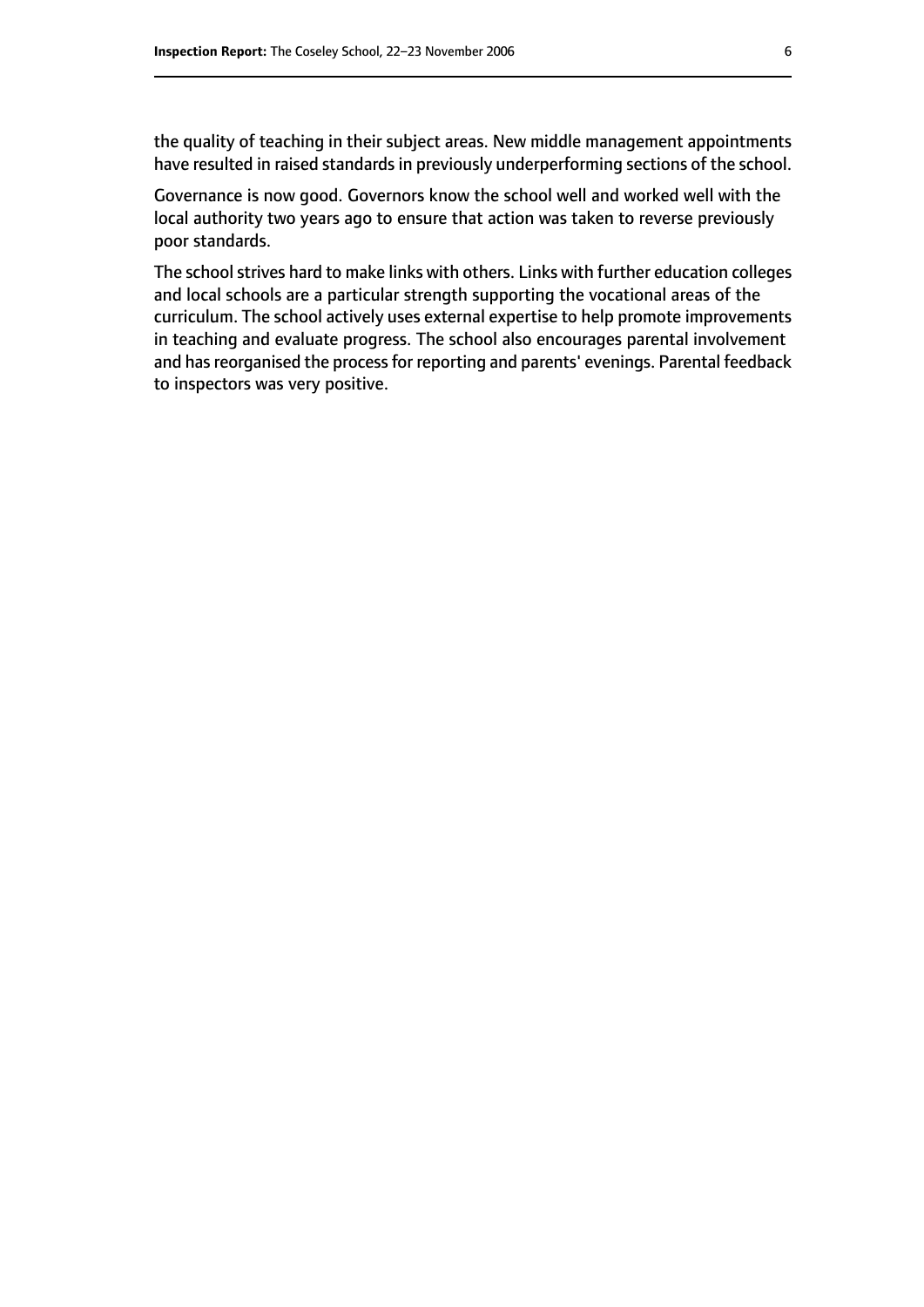the quality of teaching in their subject areas. New middle management appointments have resulted in raised standards in previously underperforming sections of the school.

Governance is now good. Governors know the school well and worked well with the local authority two years ago to ensure that action was taken to reverse previously poor standards.

The school strives hard to make links with others. Links with further education colleges and local schools are a particular strength supporting the vocational areas of the curriculum. The school actively uses external expertise to help promote improvements in teaching and evaluate progress. The school also encourages parental involvement and has reorganised the process for reporting and parents' evenings. Parental feedback to inspectors was very positive.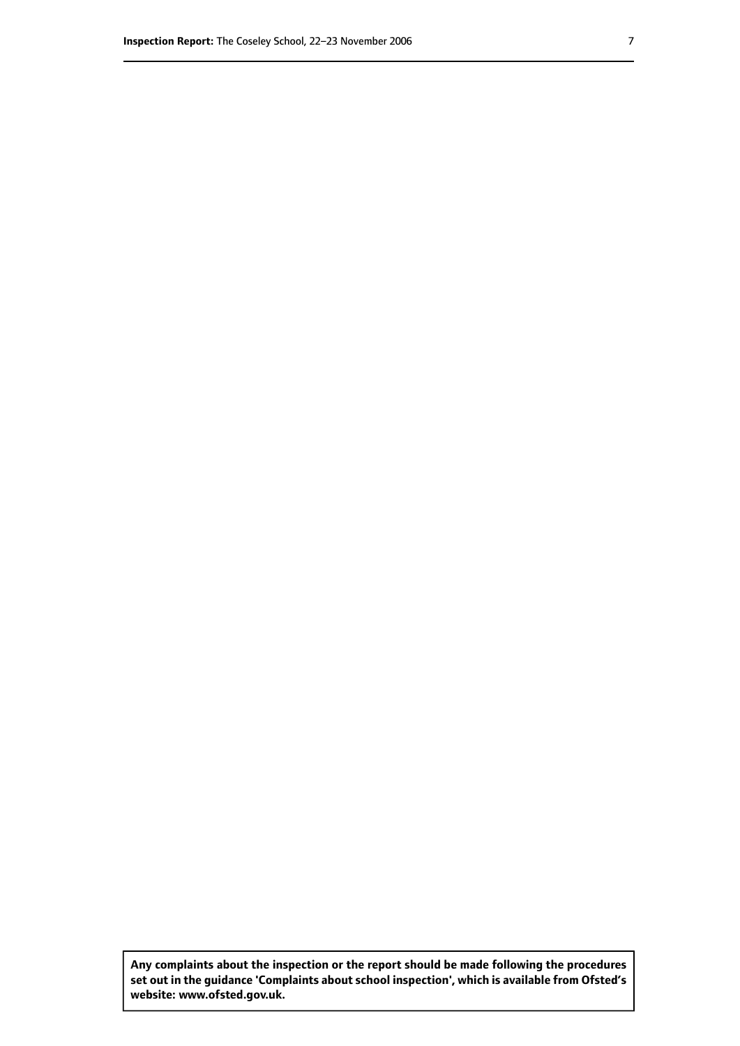**Any complaints about the inspection or the report should be made following the procedures set out in the guidance 'Complaints about school inspection', which is available from Ofsted's website: www.ofsted.gov.uk.**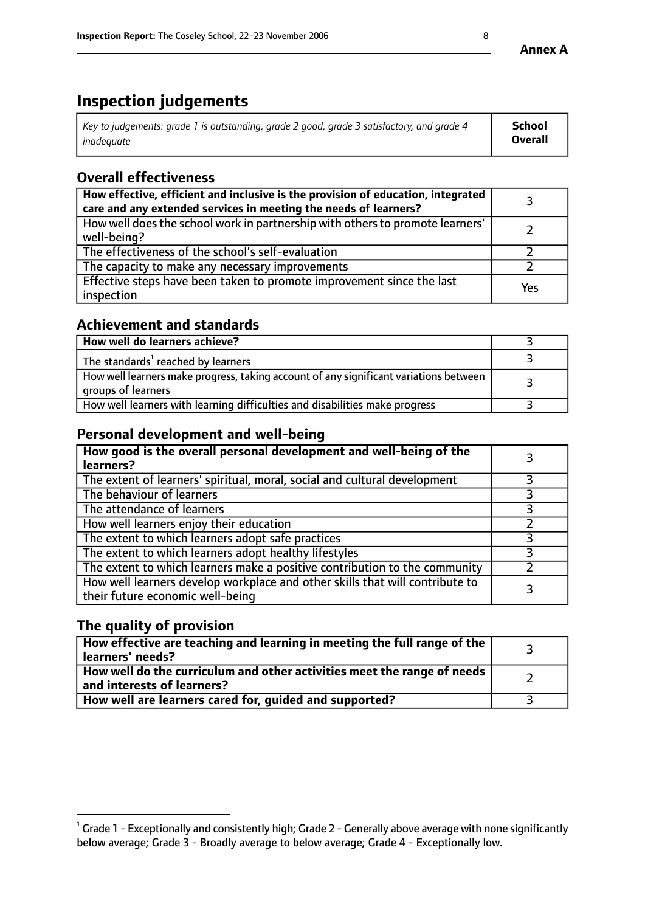# Inspection judgements

| *Key to judgements: grade 1 is outstanding, grade 2 good, grade 3 satisfactory, and grade 4 inadequate* | **School Overall** |
|---|---|

## Overall effectiveness

| | |
|---|---|
| **How effective, efficient and inclusive is the provision of education, integrated care and any extended services in meeting the needs of learners?** | 3 |
| How well does the school work in partnership with others to promote learners' well-being? | 2 |
| The effectiveness of the school's self-evaluation | 2 |
| The capacity to make any necessary improvements | 2 |
| Effective steps have been taken to promote improvement since the last inspection | Yes |

## Achievement and standards

| | |
|---|---|
| **How well do learners achieve?** | 3 |
| The standards[1] reached by learners | 3 |
| How well learners make progress, taking account of any significant variations between groups of learners | 3 |
| How well learners with learning difficulties and disabilities make progress | 3 |

## Personal development and well-being

| | |
|---|---|
| **How good is the overall personal development and well-being of the learners?** | 3 |
| The extent of learners' spiritual, moral, social and cultural development | 3 |
| The behaviour of learners | 3 |
| The attendance of learners | 3 |
| How well learners enjoy their education | 2 |
| The extent to which learners adopt safe practices | 3 |
| The extent to which learners adopt healthy lifestyles | 3 |
| The extent to which learners make a positive contribution to the community | 2 |
| How well learners develop workplace and other skills that will contribute to their future economic well-being | 3 |

## The quality of provision

| | |
|---|---|
| **How effective are teaching and learning in meeting the full range of the learners' needs?** | 3 |
| **How well do the curriculum and other activities meet the range of needs and interests of learners?** | 2 |
| **How well are learners cared for, guided and supported?** | 3 |

[1] Grade 1 - Exceptionally and consistently high; Grade 2 - Generally above average with none significantly below average; Grade 3 - Broadly average to below average; Grade 4 - Exceptionally low.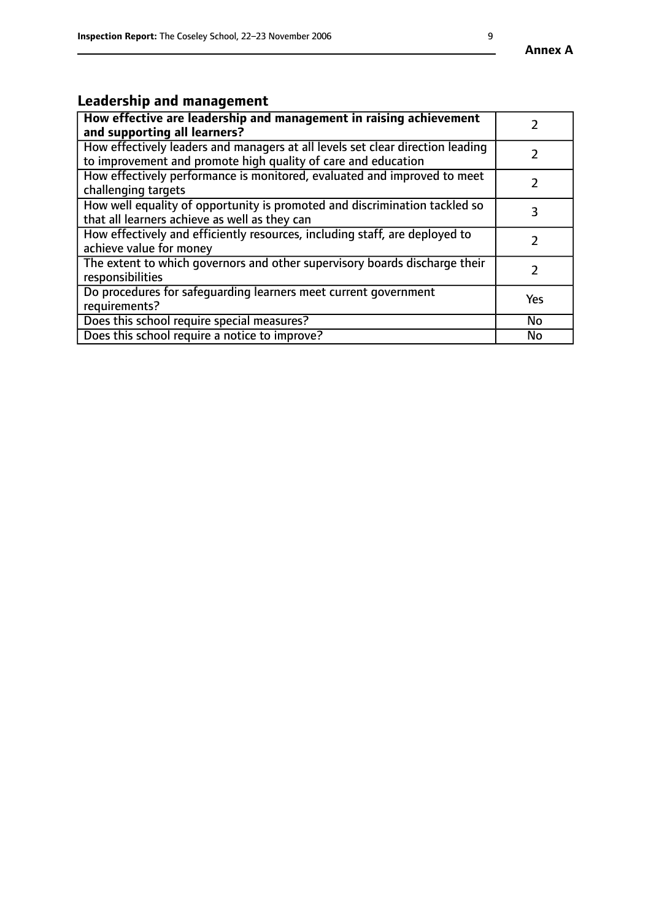## Leadership and management

| **How effective are leadership and management in raising achievement and supporting all learners?** | 2 |
|---|---|
| How effectively leaders and managers at all levels set clear direction leading to improvement and promote high quality of care and education | 2 |
| How effectively performance is monitored, evaluated and improved to meet challenging targets | 2 |
| How well equality of opportunity is promoted and discrimination tackled so that all learners achieve as well as they can | 3 |
| How effectively and efficiently resources, including staff, are deployed to achieve value for money | 2 |
| The extent to which governors and other supervisory boards discharge their responsibilities | 2 |
| Do procedures for safeguarding learners meet current government requirements? | Yes |
| Does this school require special measures? | No |
| Does this school require a notice to improve? | No |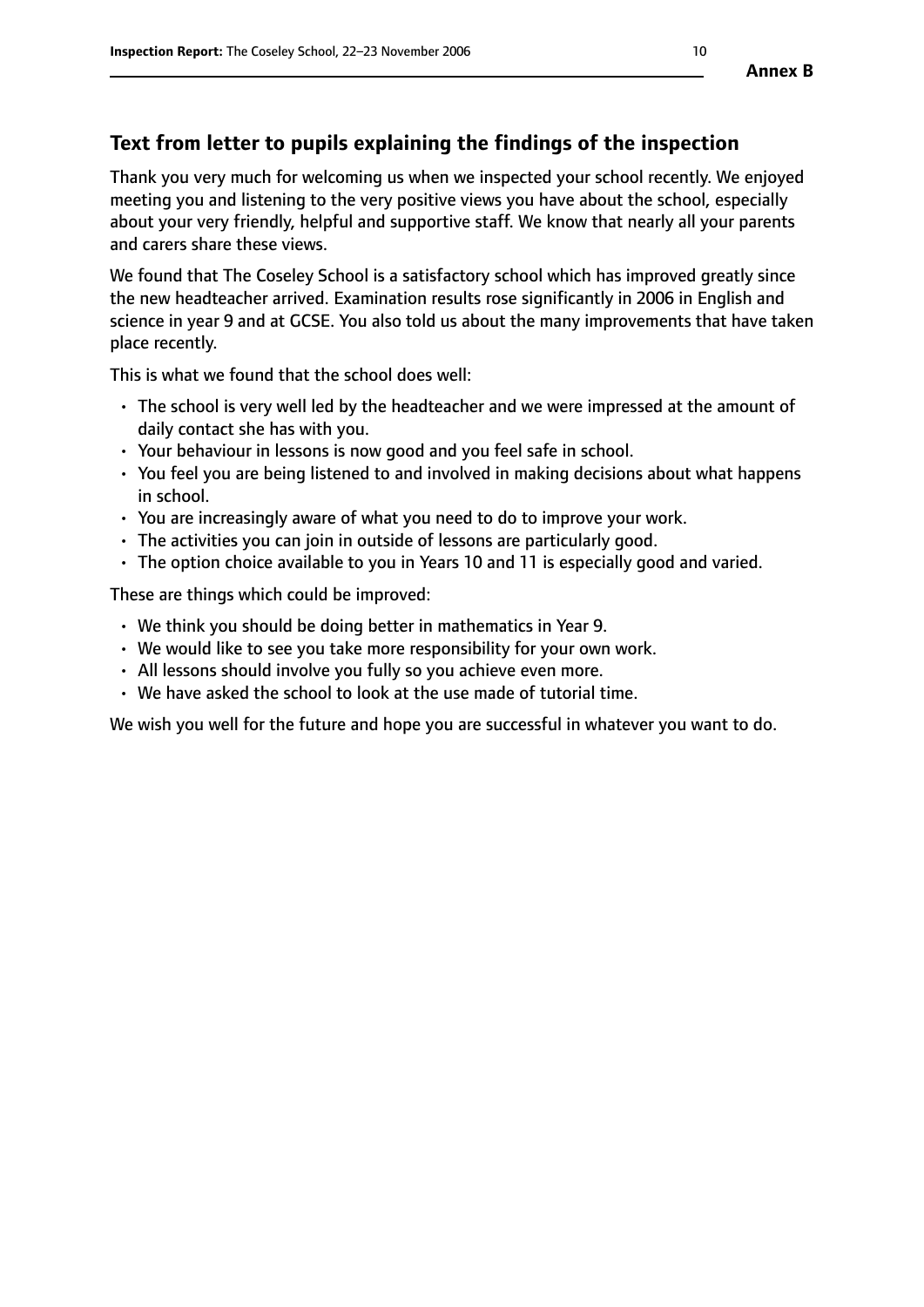## Text from letter to pupils explaining the findings of the inspection

Thank you very much for welcoming us when we inspected your school recently. We enjoyed meeting you and listening to the very positive views you have about the school, especially about your very friendly, helpful and supportive staff. We know that nearly all your parents and carers share these views.

We found that The Coseley School is a satisfactory school which has improved greatly since the new headteacher arrived. Examination results rose significantly in 2006 in English and science in year 9 and at GCSE. You also told us about the many improvements that have taken place recently.

This is what we found that the school does well:

- The school is very well led by the headteacher and we were impressed at the amount of daily contact she has with you.
- Your behaviour in lessons is now good and you feel safe in school.
- You feel you are being listened to and involved in making decisions about what happens in school.
- You are increasingly aware of what you need to do to improve your work.
- The activities you can join in outside of lessons are particularly good.
- The option choice available to you in Years 10 and 11 is especially good and varied.

These are things which could be improved:

- We think you should be doing better in mathematics in Year 9.
- We would like to see you take more responsibility for your own work.
- All lessons should involve you fully so you achieve even more.
- We have asked the school to look at the use made of tutorial time.

We wish you well for the future and hope you are successful in whatever you want to do.